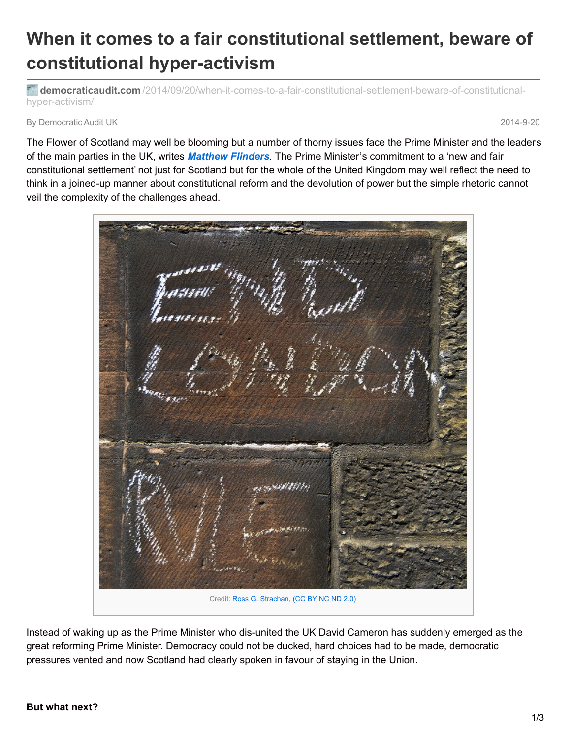# When it comes to a fair constitutional settlement, beware of constitutional hyper-activism

**democraticaudit.com** /2014/09/20/when-it-comes-to-a-fair-constitutional-settlement-beware-of-constitutional-hyper-activism/

By Democratic Audit UK 2014-9-20

The Flower of Scotland may well be blooming but a number of thorny issues face the Prime Minister and the leaders of the main parties in the UK, writes ***Matthew Flinders***. The Prime Minister's commitment to a 'new and fair constitutional settlement' not just for Scotland but for the whole of the United Kingdom may well reflect the need to think in a joined-up manner about constitutional reform and the devolution of power but the simple rhetoric cannot veil the complexity of the challenges ahead.

Credit: Ross G. Strachan, (CC BY NC ND 2.0)

Instead of waking up as the Prime Minister who dis-united the UK David Cameron has suddenly emerged as the great reforming Prime Minister. Democracy could not be ducked, hard choices had to be made, democratic pressures vented and now Scotland had clearly spoken in favour of staying in the Union.

**But what next?**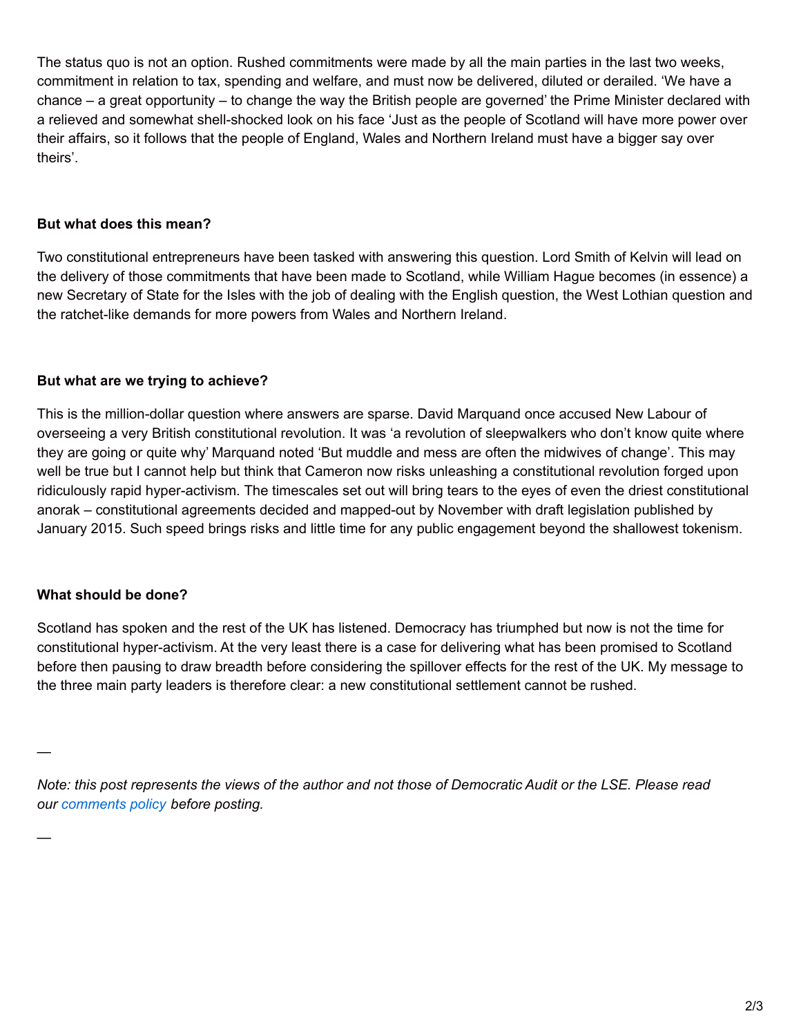The status quo is not an option. Rushed commitments were made by all the main parties in the last two weeks, commitment in relation to tax, spending and welfare, and must now be delivered, diluted or derailed. 'We have a chance – a great opportunity – to change the way the British people are governed' the Prime Minister declared with a relieved and somewhat shell-shocked look on his face 'Just as the people of Scotland will have more power over their affairs, so it follows that the people of England, Wales and Northern Ireland must have a bigger say over theirs'.

**But what does this mean?**

Two constitutional entrepreneurs have been tasked with answering this question. Lord Smith of Kelvin will lead on the delivery of those commitments that have been made to Scotland, while William Hague becomes (in essence) a new Secretary of State for the Isles with the job of dealing with the English question, the West Lothian question and the ratchet-like demands for more powers from Wales and Northern Ireland.

**But what are we trying to achieve?**

This is the million-dollar question where answers are sparse. David Marquand once accused New Labour of overseeing a very British constitutional revolution. It was 'a revolution of sleepwalkers who don't know quite where they are going or quite why' Marquand noted 'But muddle and mess are often the midwives of change'. This may well be true but I cannot help but think that Cameron now risks unleashing a constitutional revolution forged upon ridiculously rapid hyper-activism. The timescales set out will bring tears to the eyes of even the driest constitutional anorak – constitutional agreements decided and mapped-out by November with draft legislation published by January 2015. Such speed brings risks and little time for any public engagement beyond the shallowest tokenism.

**What should be done?**

Scotland has spoken and the rest of the UK has listened. Democracy has triumphed but now is not the time for constitutional hyper-activism. At the very least there is a case for delivering what has been promised to Scotland before then pausing to draw breadth before considering the spillover effects for the rest of the UK. My message to the three main party leaders is therefore clear: a new constitutional settlement cannot be rushed.

—

*Note: this post represents the views of the author and not those of Democratic Audit or the LSE. Please read our comments policy before posting.*

—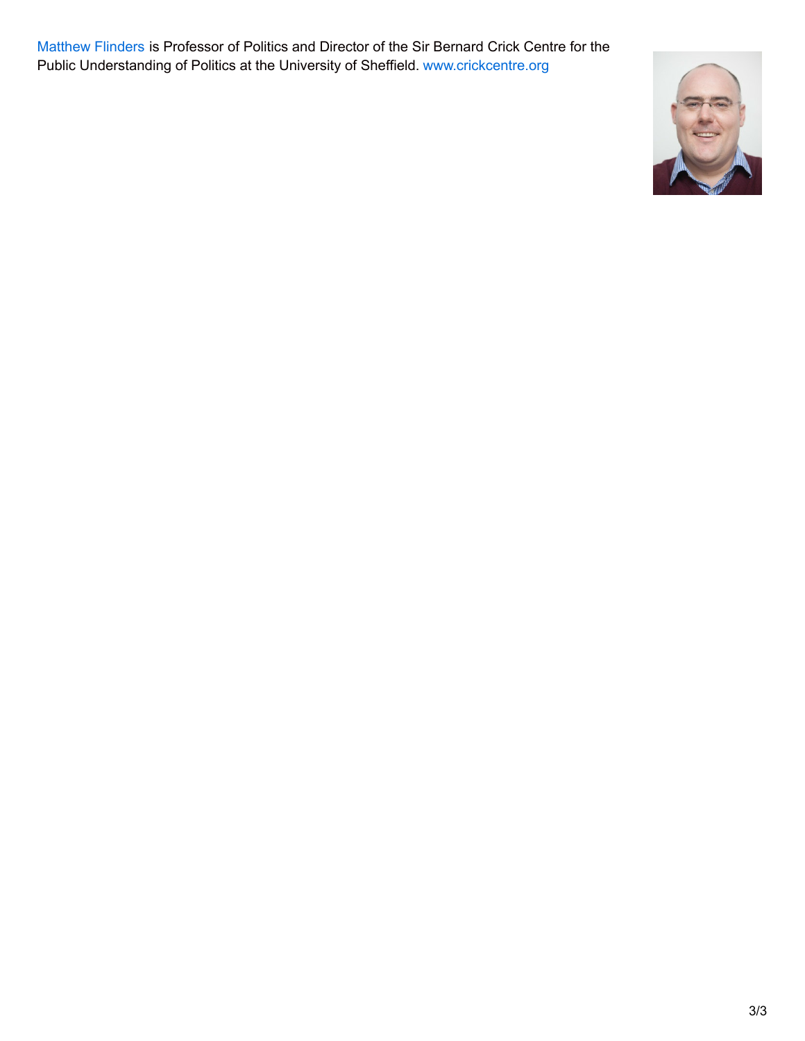Matthew Flinders is Professor of Politics and Director of the Sir Bernard Crick Centre for the Public Understanding of Politics at the University of Sheffield. www.crickcentre.org